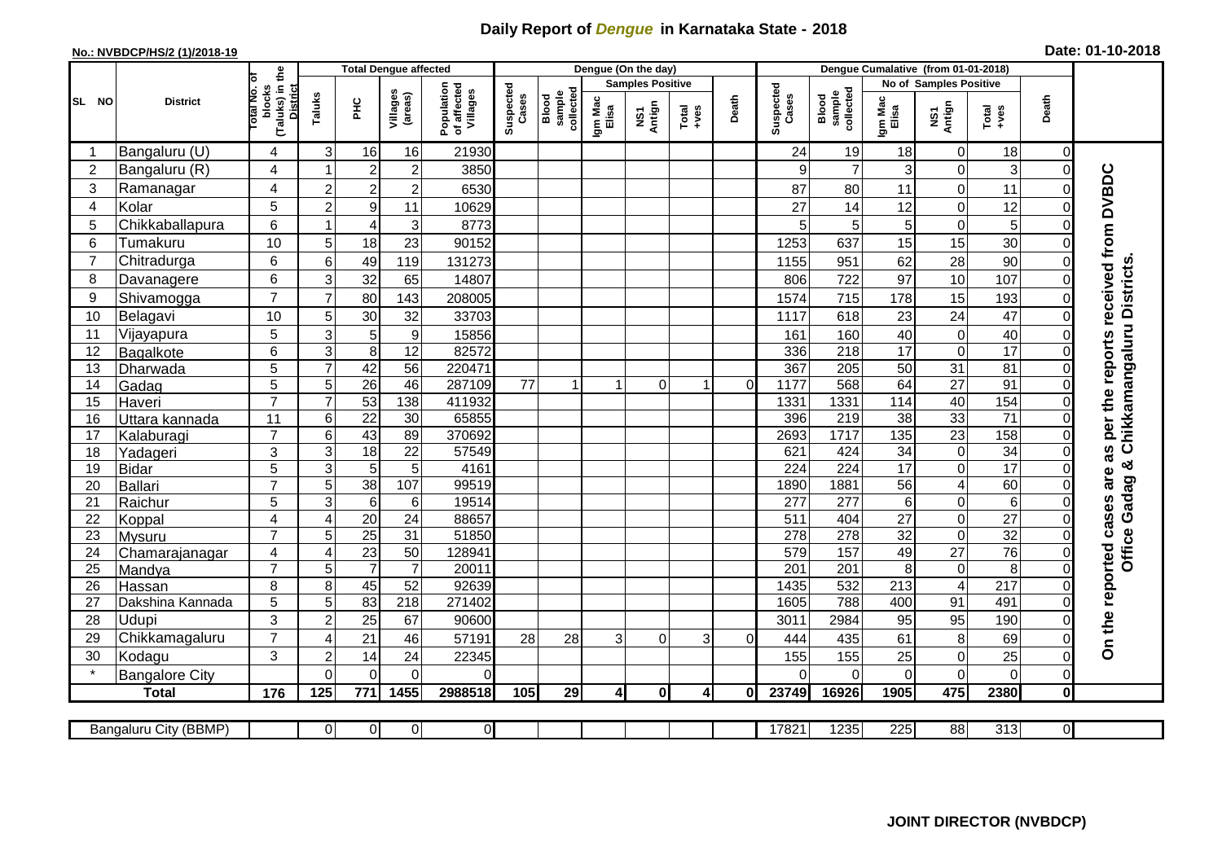# Daily Report of *Dengue* in Karnataka State - 2018

**No.: NVBDCP/HS/2 (1)/2018-19**

**Date: 01-10-2018**

| SL NO | District | Total No. of blocks (Taluks) in the District | Total Dengue affected | | | | Dengue (On the day) | | | | | | | Dengue Cumalative (from 01-01-2018) | | | | | | | |
|---|---|---|---|---|---|---|---|---|---|---|---|---|---|---|---|---|---|---|---|---|
| | | | Taluks | PHC | Villages (areas) | Population of affected Villages | Suspected Cases | Blood sample collected | Samples Positive | | | Death | Suspected Cases | Blood sample collected | No of Samples Positive | | | Death | |
| | | | | | | | | | Igm Mac Elisa | NS1 Antign | Total +ves | | | | Igm Mac Elisa | NS1 Antign | Total +ves | | |
| 1 | Bangaluru (U) | 4 | 3 | 16 | 16 | 21930 | | | | | | | 24 | 19 | 18 | 0 | 18 | 0 | On the reported cases are as per the reports received from DVBDC Office Gadag & Chikkamangaluru Districts. |
| 2 | Bangaluru (R) | 4 | 1 | 2 | 2 | 3850 | | | | | | | 9 | 7 | 3 | 0 | 3 | 0 | |
| 3 | Ramanagar | 4 | 2 | 2 | 2 | 6530 | | | | | | | 87 | 80 | 11 | 0 | 11 | 0 | |
| 4 | Kolar | 5 | 2 | 9 | 11 | 10629 | | | | | | | 27 | 14 | 12 | 0 | 12 | 0 | |
| 5 | Chikkaballapura | 6 | 1 | 4 | 3 | 8773 | | | | | | | 5 | 5 | 5 | 0 | 5 | 0 | |
| 6 | Tumakuru | 10 | 5 | 18 | 23 | 90152 | | | | | | | 1253 | 637 | 15 | 15 | 30 | 0 | |
| 7 | Chitradurga | 6 | 6 | 49 | 119 | 131273 | | | | | | | 1155 | 951 | 62 | 28 | 90 | 0 | |
| 8 | Davanagere | 6 | 3 | 32 | 65 | 14807 | | | | | | | 806 | 722 | 97 | 10 | 107 | 0 | |
| 9 | Shivamogga | 7 | 7 | 80 | 143 | 208005 | | | | | | | 1574 | 715 | 178 | 15 | 193 | 0 | |
| 10 | Belagavi | 10 | 5 | 30 | 32 | 33703 | | | | | | | 1117 | 618 | 23 | 24 | 47 | 0 | |
| 11 | Vijayapura | 5 | 3 | 5 | 9 | 15856 | | | | | | | 161 | 160 | 40 | 0 | 40 | 0 | |
| 12 | Bagalkote | 6 | 3 | 8 | 12 | 82572 | | | | | | | 336 | 218 | 17 | 0 | 17 | 0 | |
| 13 | Dharwada | 5 | 7 | 42 | 56 | 220471 | | | | | | | 367 | 205 | 50 | 31 | 81 | 0 | |
| 14 | Gadag | 5 | 5 | 26 | 46 | 287109 | 77 | 1 | 1 | 0 | 1 | 0 | 1177 | 568 | 64 | 27 | 91 | 0 | |
| 15 | Haveri | 7 | 7 | 53 | 138 | 411932 | | | | | | | 1331 | 1331 | 114 | 40 | 154 | 0 | |
| 16 | Uttara kannada | 11 | 6 | 22 | 30 | 65855 | | | | | | | 396 | 219 | 38 | 33 | 71 | 0 | |
| 17 | Kalaburagi | 7 | 6 | 43 | 89 | 370692 | | | | | | | 2693 | 1717 | 135 | 23 | 158 | 0 | |
| 18 | Yadageri | 3 | 3 | 18 | 22 | 57549 | | | | | | | 621 | 424 | 34 | 0 | 34 | 0 | |
| 19 | Bidar | 5 | 3 | 5 | 5 | 4161 | | | | | | | 224 | 224 | 17 | 0 | 17 | 0 | |
| 20 | Ballari | 7 | 5 | 38 | 107 | 99519 | | | | | | | 1890 | 1881 | 56 | 4 | 60 | 0 | |
| 21 | Raichur | 5 | 3 | 6 | 6 | 19514 | | | | | | | 277 | 277 | 6 | 0 | 6 | 0 | |
| 22 | Koppal | 4 | 4 | 20 | 24 | 88657 | | | | | | | 511 | 404 | 27 | 0 | 27 | 0 | |
| 23 | Mysuru | 7 | 5 | 25 | 31 | 51850 | | | | | | | 278 | 278 | 32 | 0 | 32 | 0 | |
| 24 | Chamarajanagar | 4 | 4 | 23 | 50 | 128941 | | | | | | | 579 | 157 | 49 | 27 | 76 | 0 | |
| 25 | Mandya | 7 | 5 | 7 | 7 | 20011 | | | | | | | 201 | 201 | 8 | 0 | 8 | 0 | |
| 26 | Hassan | 8 | 8 | 45 | 52 | 92639 | | | | | | | 1435 | 532 | 213 | 4 | 217 | 0 | |
| 27 | Dakshina Kannada | 5 | 5 | 83 | 218 | 271402 | | | | | | | 1605 | 788 | 400 | 91 | 491 | 0 | |
| 28 | Udupi | 3 | 2 | 25 | 67 | 90600 | | | | | | | 3011 | 2984 | 95 | 95 | 190 | 0 | |
| 29 | Chikkamagaluru | 7 | 4 | 21 | 46 | 57191 | 28 | 28 | 3 | 0 | 3 | 0 | 444 | 435 | 61 | 8 | 69 | 0 | |
| 30 | Kodagu | 3 | 2 | 14 | 24 | 22345 | | | | | | | 155 | 155 | 25 | 0 | 25 | 0 | |
| * | Bangalore City | | 0 | 0 | 0 | 0 | | | | | | | 0 | 0 | 0 | 0 | 0 | 0 | |
| **Total** | | **176** | **125** | **771** | **1455** | **2988518** | **105** | **29** | **4** | **0** | **4** | **0** | **23749** | **16926** | **1905** | **475** | **2380** | **0** | |

| Bangaluru City (BBMP) | | 0 | 0 | 0 | 0 | | | | | | | 17821 | 1235 | 225 | 88 | 313 | 0 | |
|---|---|---|---|---|---|---|---|---|---|---|---|---|---|---|---|---|---|---|

**JOINT DIRECTOR (NVBDCP)**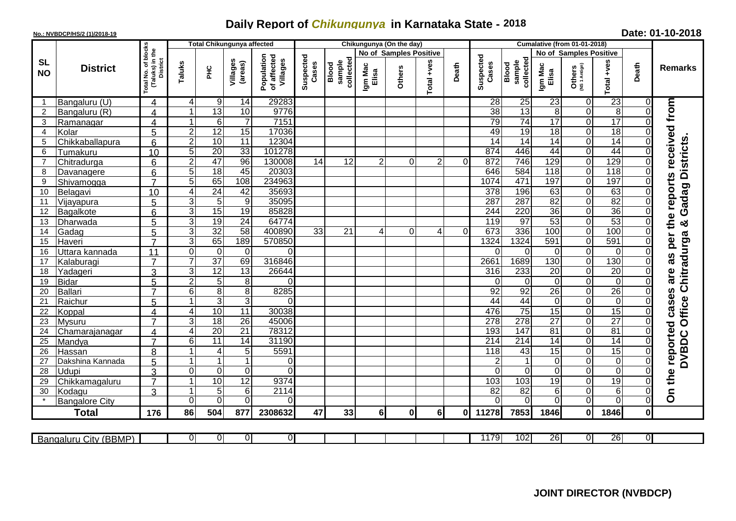# Daily Report of *Chikungunya* in Karnataka State - 2018

**No.: NVBDCP/HS/2 (1)/2018-19**

**Date: 01-10-2018**

| SL NO | District | Total No. of blocks (Taluks) in the District | Total Chikungunya affected | | | | Chikungunya (On the day) | | | | | | | Cumalative (from 01-01-2018) | | | | | | | Remarks |
|---|---|---|---|---|---|---|---|---|---|---|---|---|---|---|---|---|---|---|---|---|---|
| | | | Taluks | PHC | Villages (areas) | Population of affected Villages | Suspected Cases | Blood sample collected | No of Samples Positive | | | Death | Suspected Cases | Blood sample collected | No of Samples Positive | | | Death | |
| | | | | | | | | | Igm Mac Elisa | Others | Total +ves | | | | Igm Mac Elisa | Others (NS 1 Antign) | Total +ves | | |
| 1 | Bangaluru (U) | 4 | 4 | 9 | 14 | 29283 | | | | | | | 28 | 25 | 23 | 0 | 23 | 0 | On the reported cases are as per the reports received from DVBDC Office Chitradurga & Gadag Districts. |
| 2 | Bangaluru (R) | 4 | 1 | 13 | 10 | 9776 | | | | | | | 38 | 13 | 8 | 0 | 8 | 0 | |
| 3 | Ramanagar | 4 | 1 | 6 | 7 | 7151 | | | | | | | 79 | 74 | 17 | 0 | 17 | 0 | |
| 4 | Kolar | 5 | 2 | 12 | 15 | 17036 | | | | | | | 49 | 19 | 18 | 0 | 18 | 0 | |
| 5 | Chikkaballapura | 6 | 2 | 10 | 11 | 12304 | | | | | | | 14 | 14 | 14 | 0 | 14 | 0 | |
| 6 | Tumakuru | 10 | 5 | 20 | 33 | 101278 | | | | | | | 874 | 446 | 44 | 0 | 44 | 0 | |
| 7 | Chitradurga | 6 | 2 | 47 | 96 | 130008 | 14 | 12 | 2 | 0 | 2 | 0 | 872 | 746 | 129 | 0 | 129 | 0 | |
| 8 | Davanagere | 6 | 5 | 18 | 45 | 20303 | | | | | | | 646 | 584 | 118 | 0 | 118 | 0 | |
| 9 | Shivamogga | 7 | 5 | 65 | 108 | 234963 | | | | | | | 1074 | 471 | 197 | 0 | 197 | 0 | |
| 10 | Belagavi | 10 | 4 | 24 | 42 | 35693 | | | | | | | 378 | 196 | 63 | 0 | 63 | 0 | |
| 11 | Vijayapura | 5 | 3 | 5 | 9 | 35095 | | | | | | | 287 | 287 | 82 | 0 | 82 | 0 | |
| 12 | Bagalkote | 6 | 3 | 15 | 19 | 85828 | | | | | | | 244 | 220 | 36 | 0 | 36 | 0 | |
| 13 | Dharwada | 5 | 3 | 19 | 24 | 64774 | | | | | | | 119 | 97 | 53 | 0 | 53 | 0 | |
| 14 | Gadag | 5 | 3 | 32 | 58 | 400890 | 33 | 21 | 4 | 0 | 4 | 0 | 673 | 336 | 100 | 0 | 100 | 0 | |
| 15 | Haveri | 7 | 3 | 65 | 189 | 570850 | | | | | | | 1324 | 1324 | 591 | 0 | 591 | 0 | |
| 16 | Uttara kannada | 11 | 0 | 0 | 0 | 0 | | | | | | | 0 | 0 | 0 | 0 | 0 | 0 | |
| 17 | Kalaburagi | 7 | 7 | 37 | 69 | 316846 | | | | | | | 2661 | 1689 | 130 | 0 | 130 | 0 | |
| 18 | Yadageri | 3 | 3 | 12 | 13 | 26644 | | | | | | | 316 | 233 | 20 | 0 | 20 | 0 | |
| 19 | Bidar | 5 | 2 | 5 | 8 | 0 | | | | | | | 0 | 0 | 0 | 0 | 0 | 0 | |
| 20 | Ballari | 7 | 6 | 8 | 8 | 8285 | | | | | | | 92 | 92 | 26 | 0 | 26 | 0 | |
| 21 | Raichur | 5 | 1 | 3 | 3 | 0 | | | | | | | 44 | 44 | 0 | 0 | 0 | 0 | |
| 22 | Koppal | 4 | 4 | 10 | 11 | 30038 | | | | | | | 476 | 75 | 15 | 0 | 15 | 0 | |
| 23 | Mysuru | 7 | 3 | 18 | 26 | 45006 | | | | | | | 278 | 278 | 27 | 0 | 27 | 0 | |
| 24 | Chamarajanagar | 4 | 4 | 20 | 21 | 78312 | | | | | | | 193 | 147 | 81 | 0 | 81 | 0 | |
| 25 | Mandya | 7 | 6 | 11 | 14 | 31190 | | | | | | | 214 | 214 | 14 | 0 | 14 | 0 | |
| 26 | Hassan | 8 | 1 | 4 | 5 | 5591 | | | | | | | 118 | 43 | 15 | 0 | 15 | 0 | |
| 27 | Dakshina Kannada | 5 | 1 | 1 | 1 | 0 | | | | | | | 2 | 1 | 0 | 0 | 0 | 0 | |
| 28 | Udupi | 3 | 0 | 0 | 0 | 0 | | | | | | | 0 | 0 | 0 | 0 | 0 | 0 | |
| 29 | Chikkamagaluru | 7 | 1 | 10 | 12 | 9374 | | | | | | | 103 | 103 | 19 | 0 | 19 | 0 | |
| 30 | Kodagu | 3 | 1 | 5 | 6 | 2114 | | | | | | | 82 | 82 | 6 | 0 | 6 | 0 | |
| * | Bangalore City | | 0 | 0 | 0 | 0 | | | | | | | 0 | 0 | 0 | 0 | 0 | 0 | |
| **Total** | | **176** | **86** | **504** | **877** | **2308632** | **47** | **33** | **6** | **0** | **6** | **0** | **11278** | **7853** | **1846** | **0** | **1846** | **0** | |

| | | | | | | | | | | | | | | | | | | | |
|---|---|---|---|---|---|---|---|---|---|---|---|---|---|---|---|---|---|---|---|
| Bangaluru City (BBMP) | | 0 | 0 | 0 | 0 | | | | | | | 1179 | 102 | 26 | 0 | 26 | 0 | |

**JOINT DIRECTOR (NVBDCP)**